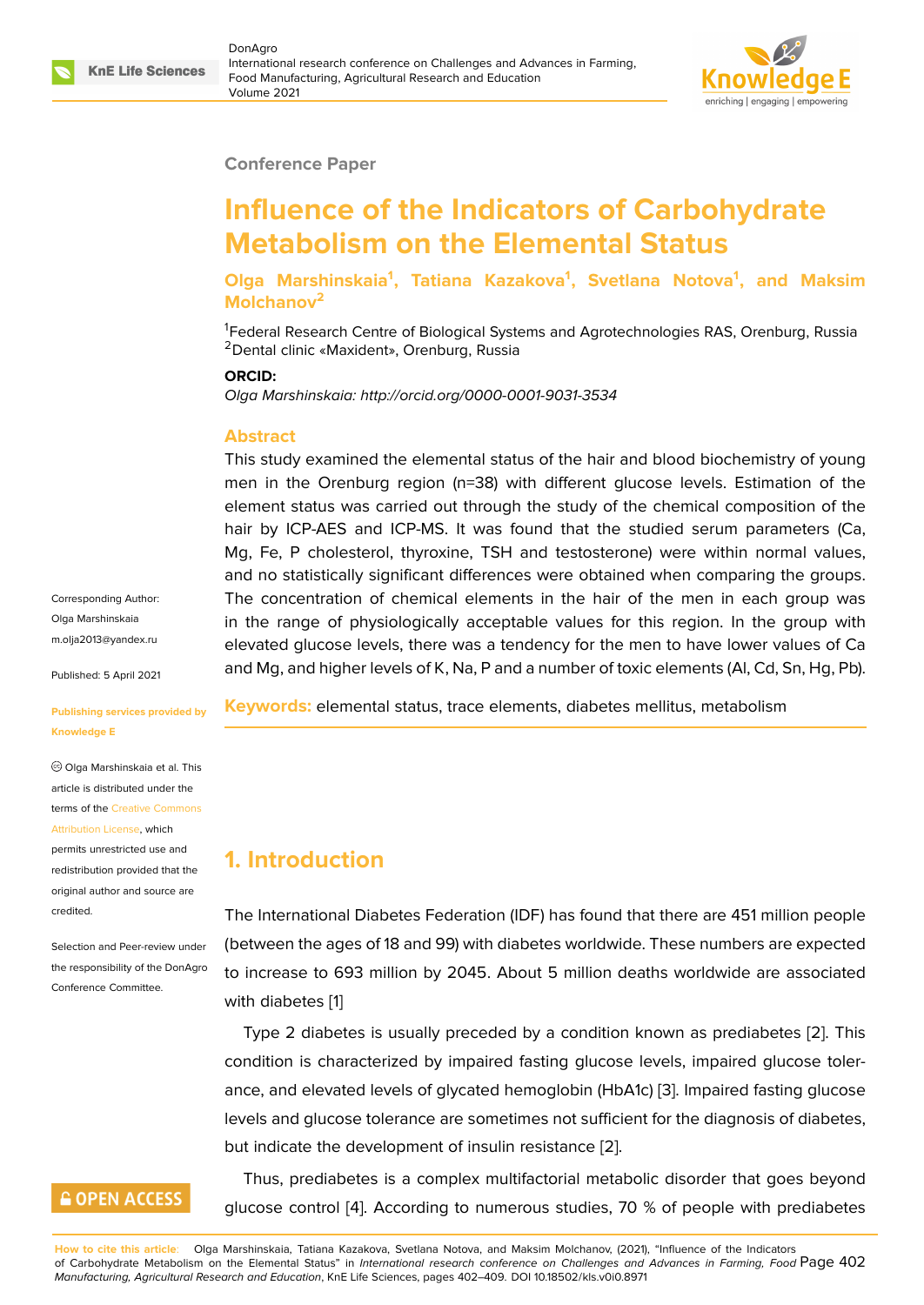Conference Paper

# Influence of the Indicators of Carbohydrate Metabolism on the Elemental Status

**Olga Marshinskaia[1], Tatiana Kazakova[1], Svetlana Notova[1], and Maksim Molchanov[2]**

[1]Federal Research Centre of Biological Systems and Agrotechnologies RAS, Orenburg, Russia
[2]Dental clinic «Maxident», Orenburg, Russia

**ORCID:**

*Olga Marshinskaia: http://orcid.org/0000-0001-9031-3534*

Corresponding Author: Olga Marshinskaia m.olja2013@yandex.ru

Published: 5 April 2021

Publishing services provided by Knowledge E

© Olga Marshinskaia et al. This article is distributed under the terms of the Creative Commons Attribution License, which permits unrestricted use and redistribution provided that the original author and source are credited.

Selection and Peer-review under the responsibility of the DonAgro Conference Committee.

## Abstract

This study examined the elemental status of the hair and blood biochemistry of young men in the Orenburg region (n=38) with different glucose levels. Estimation of the element status was carried out through the study of the chemical composition of the hair by ICP-AES and ICP-MS. It was found that the studied serum parameters (Ca, Mg, Fe, P cholesterol, thyroxine, TSH and testosterone) were within normal values, and no statistically significant differences were obtained when comparing the groups. The concentration of chemical elements in the hair of the men in each group was in the range of physiologically acceptable values for this region. In the group with elevated glucose levels, there was a tendency for the men to have lower values of Ca and Mg, and higher levels of K, Na, P and a number of toxic elements (Al, Cd, Sn, Hg, Pb).

**Keywords:** elemental status, trace elements, diabetes mellitus, metabolism

## 1. Introduction

The International Diabetes Federation (IDF) has found that there are 451 million people (between the ages of 18 and 99) with diabetes worldwide. These numbers are expected to increase to 693 million by 2045. About 5 million deaths worldwide are associated with diabetes [1]

Type 2 diabetes is usually preceded by a condition known as prediabetes [2]. This condition is characterized by impaired fasting glucose levels, impaired glucose tolerance, and elevated levels of glycated hemoglobin (HbA1c) [3]. Impaired fasting glucose levels and glucose tolerance are sometimes not sufficient for the diagnosis of diabetes, but indicate the development of insulin resistance [2].

Thus, prediabetes is a complex multifactorial metabolic disorder that goes beyond glucose control [4]. According to numerous studies, 70 % of people with prediabetes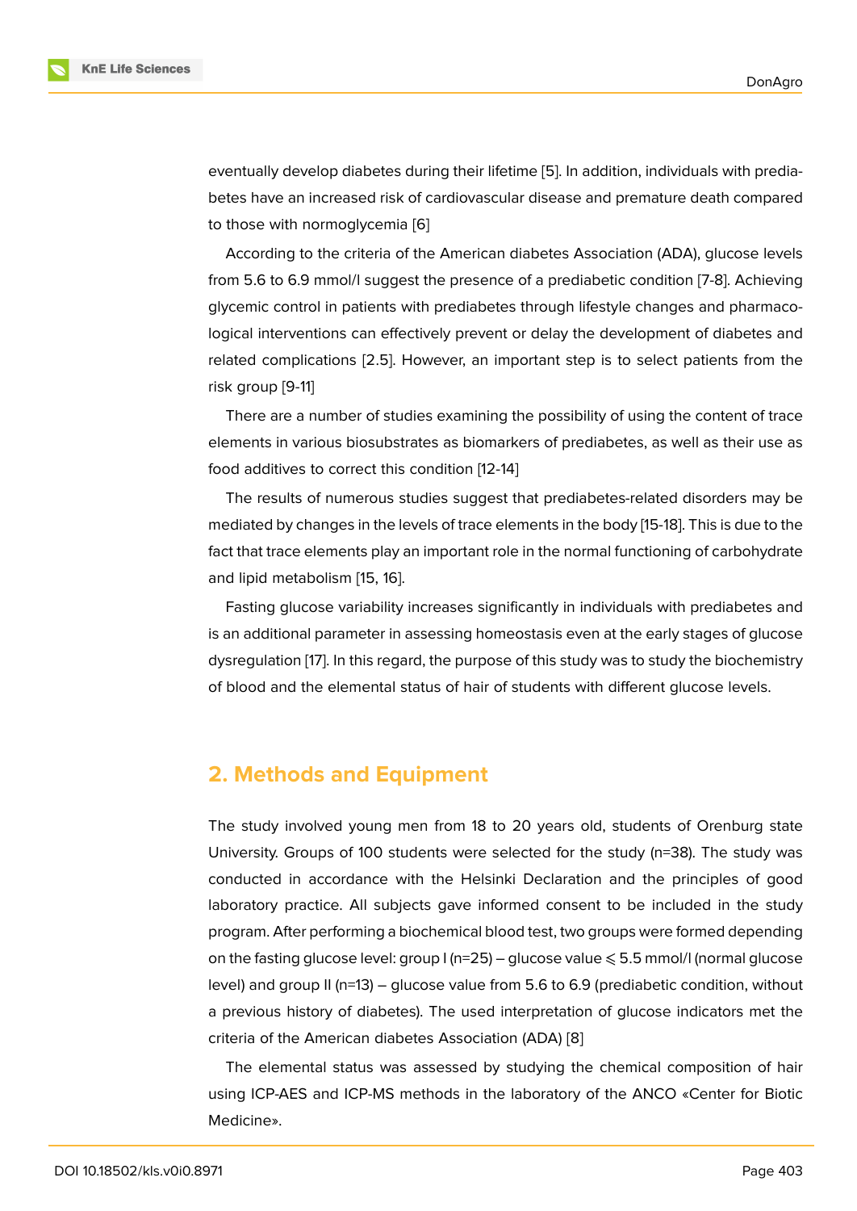eventually develop diabetes during their lifetime [5]. In addition, individuals with prediabetes have an increased risk of cardiovascular disease and premature death compared to those with normoglycemia [6]

According to the criteria of the American diabetes Association (ADA), glucose levels from 5.6 to 6.9 mmol/l suggest the presence of a prediabetic condition [7-8]. Achieving glycemic control in patients with prediabetes through lifestyle changes and pharmacological interventions can effectively prevent or delay the development of diabetes and related complications [2.5]. However, an important step is to select patients from the risk group [9-11]

There are a number of studies examining the possibility of using the content of trace elements in various biosubstrates as biomarkers of prediabetes, as well as their use as food additives to correct this condition [12-14]

The results of numerous studies suggest that prediabetes-related disorders may be mediated by changes in the levels of trace elements in the body [15-18]. This is due to the fact that trace elements play an important role in the normal functioning of carbohydrate and lipid metabolism [15, 16].

Fasting glucose variability increases significantly in individuals with prediabetes and is an additional parameter in assessing homeostasis even at the early stages of glucose dysregulation [17]. In this regard, the purpose of this study was to study the biochemistry of blood and the elemental status of hair of students with different glucose levels.

## 2. Methods and Equipment

The study involved young men from 18 to 20 years old, students of Orenburg state University. Groups of 100 students were selected for the study (n=38). The study was conducted in accordance with the Helsinki Declaration and the principles of good laboratory practice. All subjects gave informed consent to be included in the study program. After performing a biochemical blood test, two groups were formed depending on the fasting glucose level: group I (n=25) – glucose value $\leqslant$ 5.5 mmol/l (normal glucose level) and group II (n=13) – glucose value from 5.6 to 6.9 (prediabetic condition, without a previous history of diabetes). The used interpretation of glucose indicators met the criteria of the American diabetes Association (ADA) [8]

The elemental status was assessed by studying the chemical composition of hair using ICP-AES and ICP-MS methods in the laboratory of the ANCO «Center for Biotic Medicine».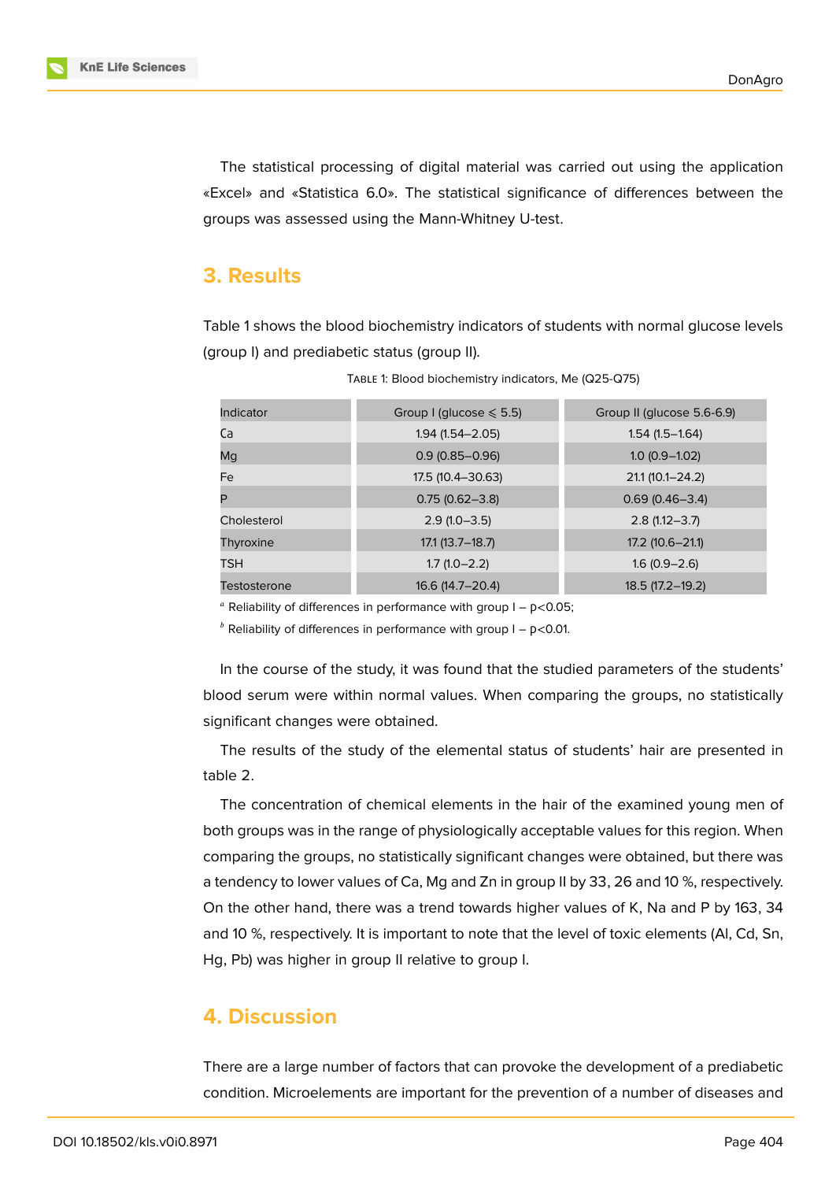The statistical processing of digital material was carried out using the application «Excel» and «Statistica 6.0». The statistical significance of differences between the groups was assessed using the Mann-Whitney U-test.

## 3. Results

Table 1 shows the blood biochemistry indicators of students with normal glucose levels (group I) and prediabetic status (group II).

TABLE 1: Blood biochemistry indicators, Me (Q25-Q75)

| Indicator | Group I (glucose ⩽ 5.5) | Group II (glucose 5.6-6.9) |
|---|---|---|
| Ca | 1.94 (1.54–2.05) | 1.54 (1.5–1.64) |
| Mg | 0.9 (0.85–0.96) | 1.0 (0.9–1.02) |
| Fe | 17.5 (10.4–30.63) | 21.1 (10.1–24.2) |
| P | 0.75 (0.62–3.8) | 0.69 (0.46–3.4) |
| Cholesterol | 2.9 (1.0–3.5) | 2.8 (1.12–3.7) |
| Thyroxine | 17.1 (13.7–18.7) | 17.2 (10.6–21.1) |
| TSH | 1.7 (1.0–2.2) | 1.6 (0.9–2.6) |
| Testosterone | 16.6 (14.7–20.4) | 18.5 (17.2–19.2) |

[a] Reliability of differences in performance with group I – $p<0.05$;

[b] Reliability of differences in performance with group I – $p<0.01$.

In the course of the study, it was found that the studied parameters of the students' blood serum were within normal values. When comparing the groups, no statistically significant changes were obtained.

The results of the study of the elemental status of students' hair are presented in table 2.

The concentration of chemical elements in the hair of the examined young men of both groups was in the range of physiologically acceptable values for this region. When comparing the groups, no statistically significant changes were obtained, but there was a tendency to lower values of Ca, Mg and Zn in group II by 33, 26 and 10 %, respectively. On the other hand, there was a trend towards higher values of K, Na and P by 163, 34 and 10 %, respectively. It is important to note that the level of toxic elements (Al, Cd, Sn, Hg, Pb) was higher in group II relative to group I.

## 4. Discussion

There are a large number of factors that can provoke the development of a prediabetic condition. Microelements are important for the prevention of a number of diseases and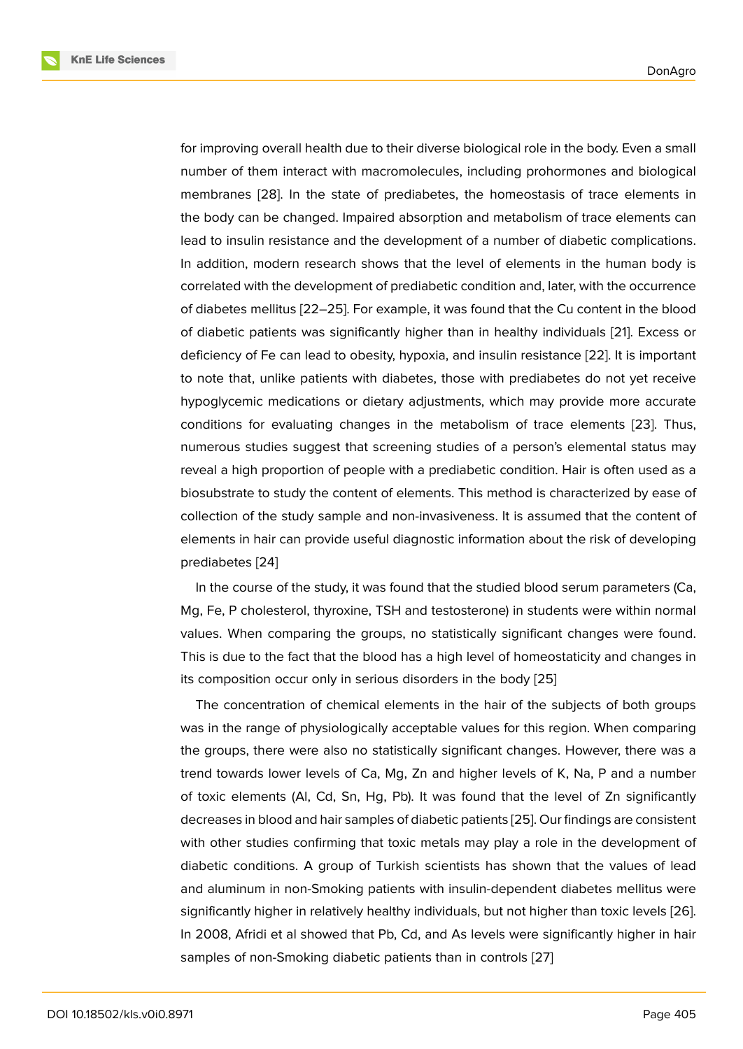for improving overall health due to their diverse biological role in the body. Even a small number of them interact with macromolecules, including prohormones and biological membranes [28]. In the state of prediabetes, the homeostasis of trace elements in the body can be changed. Impaired absorption and metabolism of trace elements can lead to insulin resistance and the development of a number of diabetic complications. In addition, modern research shows that the level of elements in the human body is correlated with the development of prediabetic condition and, later, with the occurrence of diabetes mellitus [22–25]. For example, it was found that the Cu content in the blood of diabetic patients was significantly higher than in healthy individuals [21]. Excess or deficiency of Fe can lead to obesity, hypoxia, and insulin resistance [22]. It is important to note that, unlike patients with diabetes, those with prediabetes do not yet receive hypoglycemic medications or dietary adjustments, which may provide more accurate conditions for evaluating changes in the metabolism of trace elements [23]. Thus, numerous studies suggest that screening studies of a person's elemental status may reveal a high proportion of people with a prediabetic condition. Hair is often used as a biosubstrate to study the content of elements. This method is characterized by ease of collection of the study sample and non-invasiveness. It is assumed that the content of elements in hair can provide useful diagnostic information about the risk of developing prediabetes [24]

In the course of the study, it was found that the studied blood serum parameters (Ca, Mg, Fe, P cholesterol, thyroxine, TSH and testosterone) in students were within normal values. When comparing the groups, no statistically significant changes were found. This is due to the fact that the blood has a high level of homeostaticity and changes in its composition occur only in serious disorders in the body [25]

The concentration of chemical elements in the hair of the subjects of both groups was in the range of physiologically acceptable values for this region. When comparing the groups, there were also no statistically significant changes. However, there was a trend towards lower levels of Ca, Mg, Zn and higher levels of K, Na, P and a number of toxic elements (Al, Cd, Sn, Hg, Pb). It was found that the level of Zn significantly decreases in blood and hair samples of diabetic patients [25]. Our findings are consistent with other studies confirming that toxic metals may play a role in the development of diabetic conditions. A group of Turkish scientists has shown that the values of lead and aluminum in non-Smoking patients with insulin-dependent diabetes mellitus were significantly higher in relatively healthy individuals, but not higher than toxic levels [26]. In 2008, Afridi et al showed that Pb, Cd, and As levels were significantly higher in hair samples of non-Smoking diabetic patients than in controls [27]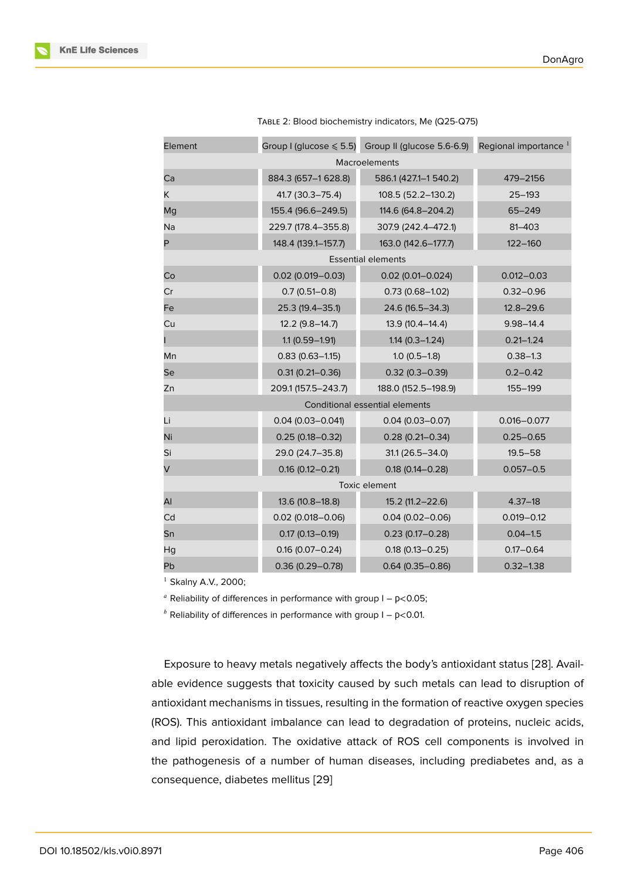Table 2: Blood biochemistry indicators, Me (Q25-Q75)

| Element | Group I (glucose ⩽ 5.5) | Group II (glucose 5.6-6.9) | Regional importance [1] |
|---|---|---|---|
| Macroelements | | | |
| Ca | 884.3 (657–1 628.8) | 586.1 (427.1–1 540.2) | 479–2156 |
| K | 41.7 (30.3–75.4) | 108.5 (52.2–130.2) | 25–193 |
| Mg | 155.4 (96.6–249.5) | 114.6 (64.8–204.2) | 65–249 |
| Na | 229.7 (178.4–355.8) | 307.9 (242.4–472.1) | 81–403 |
| P | 148.4 (139.1–157.7) | 163.0 (142.6–177.7) | 122–160 |
| Essential elements | | | |
| Co | 0.02 (0.019–0.03) | 0.02 (0.01–0.024) | 0.012–0.03 |
| Cr | 0.7 (0.51–0.8) | 0.73 (0.68–1.02) | 0.32–0.96 |
| Fe | 25.3 (19.4–35.1) | 24.6 (16.5–34.3) | 12.8–29.6 |
| Cu | 12.2 (9.8–14.7) | 13.9 (10.4–14.4) | 9.98–14.4 |
| I | 1.1 (0.59–1.91) | 1.14 (0.3–1.24) | 0.21–1.24 |
| Mn | 0.83 (0.63–1.15) | 1.0 (0.5–1.8) | 0.38–1.3 |
| Se | 0.31 (0.21–0.36) | 0.32 (0.3–0.39) | 0.2–0.42 |
| Zn | 209.1 (157.5–243.7) | 188.0 (152.5–198.9) | 155–199 |
| Conditional essential elements | | | |
| Li | 0.04 (0.03–0.041) | 0.04 (0.03–0.07) | 0.016–0.077 |
| Ni | 0.25 (0.18–0.32) | 0.28 (0.21–0.34) | 0.25–0.65 |
| Si | 29.0 (24.7–35.8) | 31.1 (26.5–34.0) | 19.5–58 |
| V | 0.16 (0.12–0.21) | 0.18 (0.14–0.28) | 0.057–0.5 |
| Toxic element | | | |
| Al | 13.6 (10.8–18.8) | 15.2 (11.2–22.6) | 4.37–18 |
| Cd | 0.02 (0.018–0.06) | 0.04 (0.02–0.06) | 0.019–0.12 |
| Sn | 0.17 (0.13–0.19) | 0.23 (0.17–0.28) | 0.04–1.5 |
| Hg | 0.16 (0.07–0.24) | 0.18 (0.13–0.25) | 0.17–0.64 |
| Pb | 0.36 (0.29–0.78) | 0.64 (0.35–0.86) | 0.32–1.38 |

[1] Skalny A.V., 2000;

[a] Reliability of differences in performance with group I – $p<0.05$;

[b] Reliability of differences in performance with group I – $p<0.01$.

Exposure to heavy metals negatively affects the body's antioxidant status [28]. Available evidence suggests that toxicity caused by such metals can lead to disruption of antioxidant mechanisms in tissues, resulting in the formation of reactive oxygen species (ROS). This antioxidant imbalance can lead to degradation of proteins, nucleic acids, and lipid peroxidation. The oxidative attack of ROS cell components is involved in the pathogenesis of a number of human diseases, including prediabetes and, as a consequence, diabetes mellitus [29]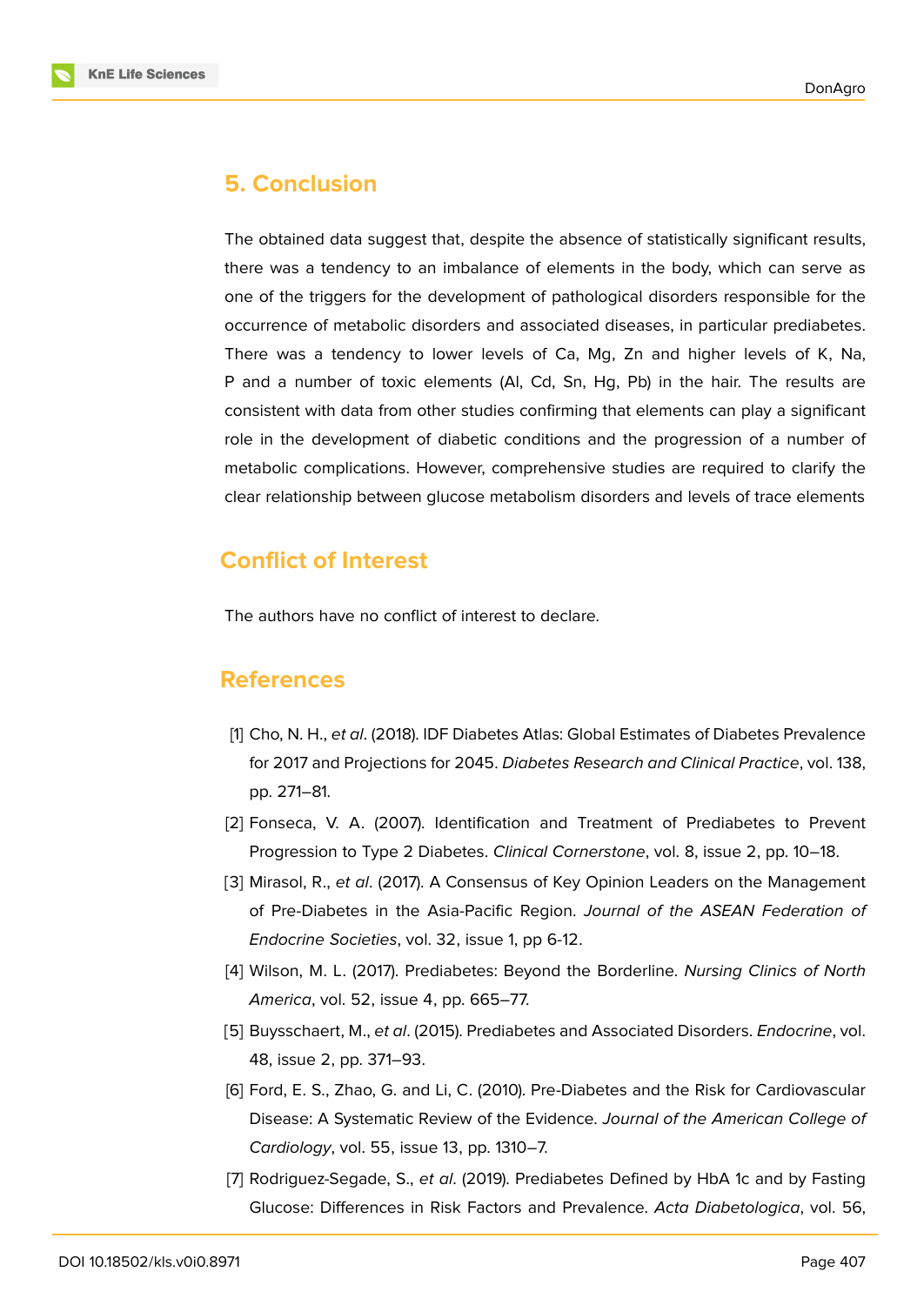## 5. Conclusion

The obtained data suggest that, despite the absence of statistically significant results, there was a tendency to an imbalance of elements in the body, which can serve as one of the triggers for the development of pathological disorders responsible for the occurrence of metabolic disorders and associated diseases, in particular prediabetes. There was a tendency to lower levels of Ca, Mg, Zn and higher levels of K, Na, P and a number of toxic elements (Al, Cd, Sn, Hg, Pb) in the hair. The results are consistent with data from other studies confirming that elements can play a significant role in the development of diabetic conditions and the progression of a number of metabolic complications. However, comprehensive studies are required to clarify the clear relationship between glucose metabolism disorders and levels of trace elements

## Conflict of Interest

The authors have no conflict of interest to declare.

## References

[1] Cho, N. H., *et al*. (2018). IDF Diabetes Atlas: Global Estimates of Diabetes Prevalence for 2017 and Projections for 2045. *Diabetes Research and Clinical Practice*, vol. 138, pp. 271–81.

[2] Fonseca, V. A. (2007). Identification and Treatment of Prediabetes to Prevent Progression to Type 2 Diabetes. *Clinical Cornerstone*, vol. 8, issue 2, pp. 10–18.

[3] Mirasol, R., *et al*. (2017). A Consensus of Key Opinion Leaders on the Management of Pre-Diabetes in the Asia-Pacific Region. *Journal of the ASEAN Federation of Endocrine Societies*, vol. 32, issue 1, pp 6-12.

[4] Wilson, M. L. (2017). Prediabetes: Beyond the Borderline. *Nursing Clinics of North America*, vol. 52, issue 4, pp. 665–77.

[5] Buysschaert, M., *et al*. (2015). Prediabetes and Associated Disorders. *Endocrine*, vol. 48, issue 2, pp. 371–93.

[6] Ford, E. S., Zhao, G. and Li, C. (2010). Pre-Diabetes and the Risk for Cardiovascular Disease: A Systematic Review of the Evidence. *Journal of the American College of Cardiology*, vol. 55, issue 13, pp. 1310–7.

[7] Rodriguez-Segade, S., *et al*. (2019). Prediabetes Defined by HbA 1c and by Fasting Glucose: Differences in Risk Factors and Prevalence. *Acta Diabetologica*, vol. 56,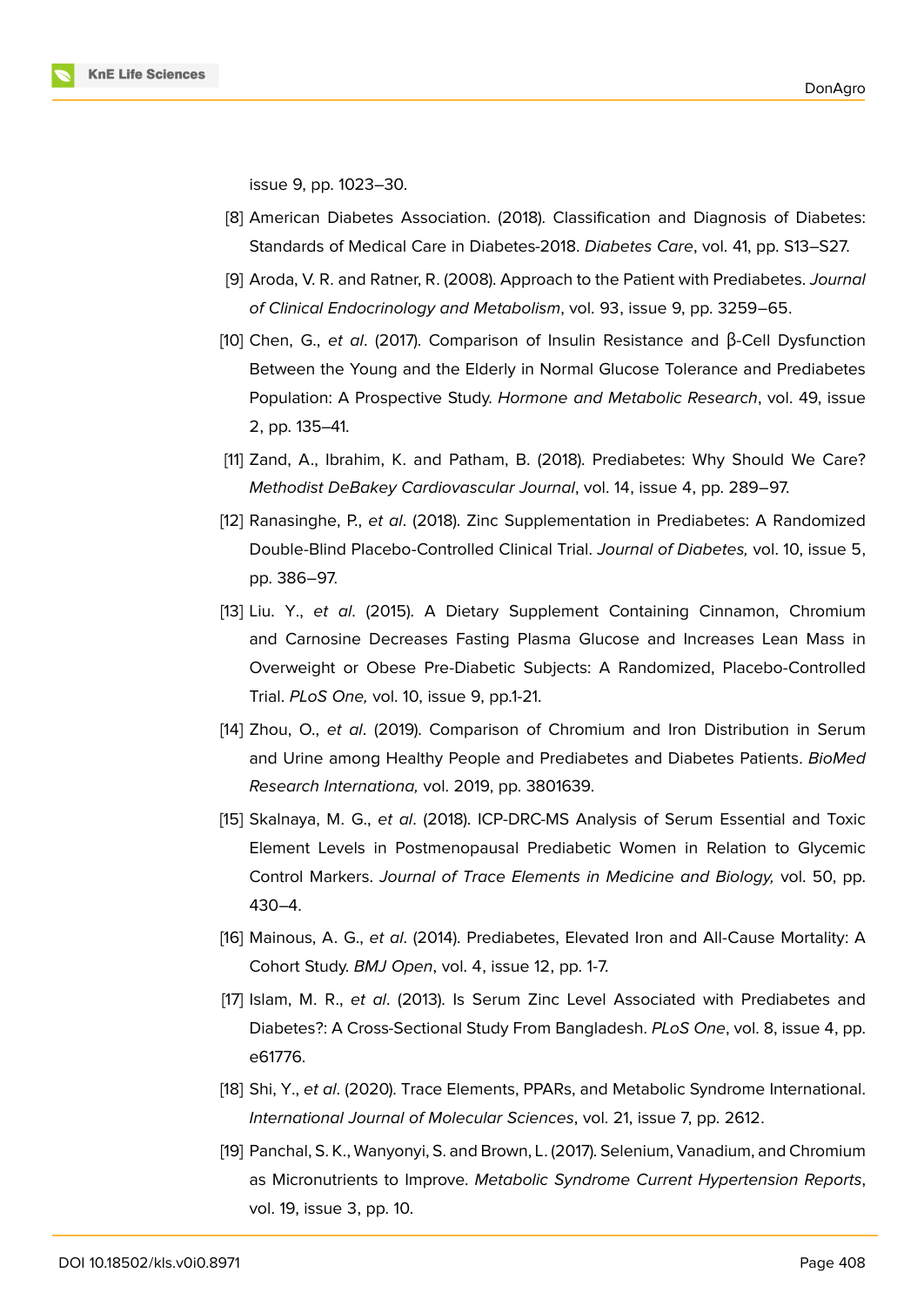issue 9, pp. 1023–30.

[8] American Diabetes Association. (2018). Classification and Diagnosis of Diabetes: Standards of Medical Care in Diabetes-2018. *Diabetes Care*, vol. 41, pp. S13–S27.

[9] Aroda, V. R. and Ratner, R. (2008). Approach to the Patient with Prediabetes. *Journal of Clinical Endocrinology and Metabolism*, vol. 93, issue 9, pp. 3259–65.

[10] Chen, G., *et al*. (2017). Comparison of Insulin Resistance and β-Cell Dysfunction Between the Young and the Elderly in Normal Glucose Tolerance and Prediabetes Population: A Prospective Study. *Hormone and Metabolic Research*, vol. 49, issue 2, pp. 135–41.

[11] Zand, A., Ibrahim, K. and Patham, B. (2018). Prediabetes: Why Should We Care? *Methodist DeBakey Cardiovascular Journal*, vol. 14, issue 4, pp. 289–97.

[12] Ranasinghe, P., *et al*. (2018). Zinc Supplementation in Prediabetes: A Randomized Double-Blind Placebo-Controlled Clinical Trial. *Journal of Diabetes,* vol. 10, issue 5, pp. 386–97.

[13] Liu. Y., *et al*. (2015). A Dietary Supplement Containing Cinnamon, Chromium and Carnosine Decreases Fasting Plasma Glucose and Increases Lean Mass in Overweight or Obese Pre-Diabetic Subjects: A Randomized, Placebo-Controlled Trial. *PLoS One,* vol. 10, issue 9, pp.1-21.

[14] Zhou, O., *et al*. (2019). Comparison of Chromium and Iron Distribution in Serum and Urine among Healthy People and Prediabetes and Diabetes Patients. *BioMed Research Internationa,* vol. 2019, pp. 3801639.

[15] Skalnaya, M. G., *et al*. (2018). ICP-DRC-MS Analysis of Serum Essential and Toxic Element Levels in Postmenopausal Prediabetic Women in Relation to Glycemic Control Markers. *Journal of Trace Elements in Medicine and Biology,* vol. 50, pp. 430–4.

[16] Mainous, A. G., *et al*. (2014). Prediabetes, Elevated Iron and All-Cause Mortality: A Cohort Study. *BMJ Open*, vol. 4, issue 12, pp. 1-7.

[17] Islam, M. R., *et al*. (2013). Is Serum Zinc Level Associated with Prediabetes and Diabetes?: A Cross-Sectional Study From Bangladesh. *PLoS One*, vol. 8, issue 4, pp. e61776.

[18] Shi, Y., *et al*. (2020). Trace Elements, PPARs, and Metabolic Syndrome International. *International Journal of Molecular Sciences*, vol. 21, issue 7, pp. 2612.

[19] Panchal, S. K., Wanyonyi, S. and Brown, L. (2017). Selenium, Vanadium, and Chromium as Micronutrients to Improve. *Metabolic Syndrome Current Hypertension Reports*, vol. 19, issue 3, pp. 10.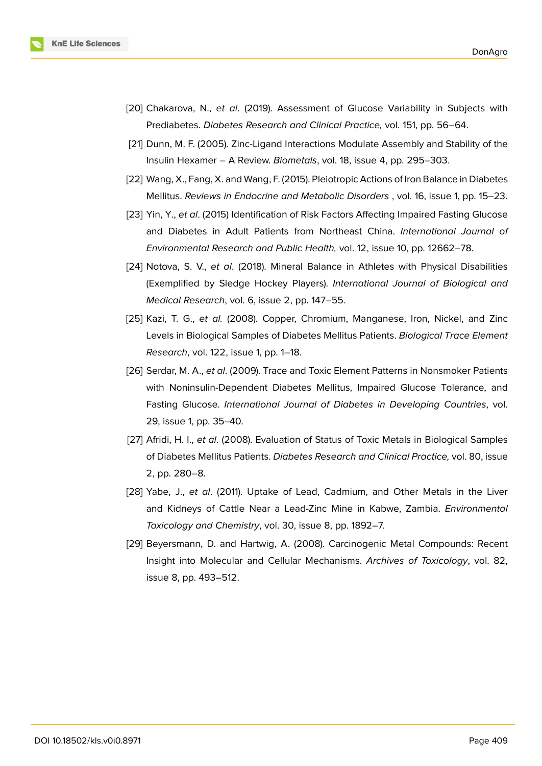[20] Chakarova, N., *et al*. (2019). Assessment of Glucose Variability in Subjects with Prediabetes. *Diabetes Research and Clinical Practice,* vol. 151, pp. 56–64.

[21] Dunn, M. F. (2005). Zinc-Ligand Interactions Modulate Assembly and Stability of the Insulin Hexamer – A Review. *Biometals*, vol. 18, issue 4, pp. 295–303.

[22] Wang, X., Fang, X. and Wang, F. (2015). Pleiotropic Actions of Iron Balance in Diabetes Mellitus. *Reviews in Endocrine and Metabolic Disorders* , vol. 16, issue 1, pp. 15–23.

[23] Yin, Y., *et al*. (2015) Identification of Risk Factors Affecting Impaired Fasting Glucose and Diabetes in Adult Patients from Northeast China. *International Journal of Environmental Research and Public Health,* vol. 12, issue 10, pp. 12662–78.

[24] Notova, S. V., *et al*. (2018). Mineral Balance in Athletes with Physical Disabilities (Exemplified by Sledge Hockey Players). *International Journal of Biological and Medical Research*, vol. 6, issue 2, pp. 147–55.

[25] Kazi, T. G., *et al.* (2008). Copper, Chromium, Manganese, Iron, Nickel, and Zinc Levels in Biological Samples of Diabetes Mellitus Patients. *Biological Trace Element Research*, vol. 122, issue 1, pp. 1–18.

[26] Serdar, M. A., *et al*. (2009). Trace and Toxic Element Patterns in Nonsmoker Patients with Noninsulin-Dependent Diabetes Mellitus, Impaired Glucose Tolerance, and Fasting Glucose. *International Journal of Diabetes in Developing Countries*, vol. 29, issue 1, pp. 35–40.

[27] Afridi, H. I., *et al*. (2008). Evaluation of Status of Toxic Metals in Biological Samples of Diabetes Mellitus Patients. *Diabetes Research and Clinical Practice,* vol. 80, issue 2, pp. 280–8.

[28] Yabe, J., *et al*. (2011). Uptake of Lead, Cadmium, and Other Metals in the Liver and Kidneys of Cattle Near a Lead-Zinc Mine in Kabwe, Zambia. *Environmental Toxicology and Chemistry*, vol. 30, issue 8, pp. 1892–7.

[29] Beyersmann, D. and Hartwig, A. (2008). Carcinogenic Metal Compounds: Recent Insight into Molecular and Cellular Mechanisms. *Archives of Toxicology*, vol. 82, issue 8, pp. 493–512.